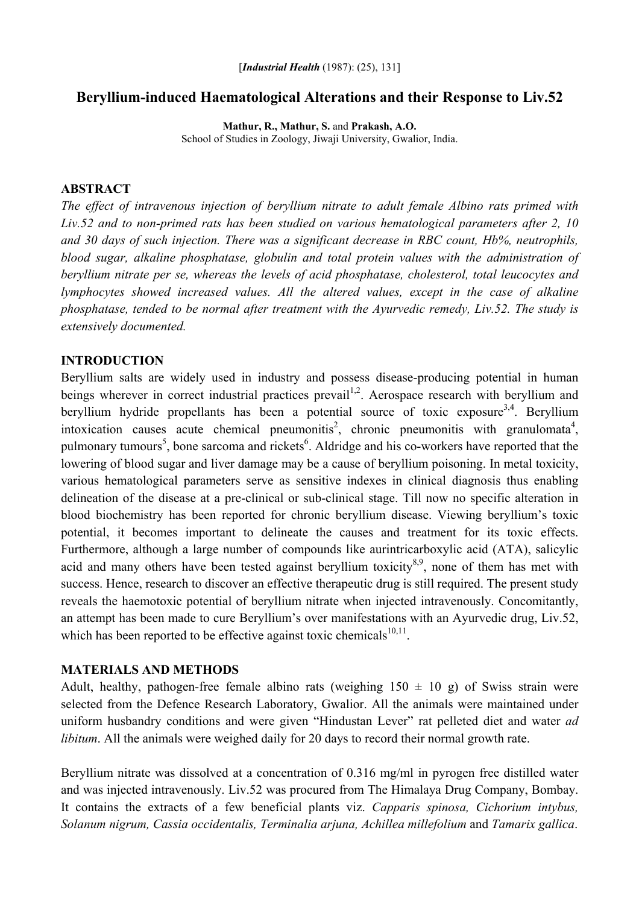[*Industrial Health* (1987): (25), 131]

# Beryllium-induced Haematological Alterations and their Response to Liv.52

**Mathur, R., Mathur, S.** and **Prakash, A.O.**
School of Studies in Zoology, Jiwaji University, Gwalior, India.

## ABSTRACT

*The effect of intravenous injection of beryllium nitrate to adult female Albino rats primed with Liv.52 and to non-primed rats has been studied on various hematological parameters after 2, 10 and 30 days of such injection. There was a significant decrease in RBC count, Hb%, neutrophils, blood sugar, alkaline phosphatase, globulin and total protein values with the administration of beryllium nitrate per se, whereas the levels of acid phosphatase, cholesterol, total leucocytes and lymphocytes showed increased values. All the altered values, except in the case of alkaline phosphatase, tended to be normal after treatment with the Ayurvedic remedy, Liv.52. The study is extensively documented.*

## INTRODUCTION

Beryllium salts are widely used in industry and possess disease-producing potential in human beings wherever in correct industrial practices prevail[1,2]. Aerospace research with beryllium and beryllium hydride propellants has been a potential source of toxic exposure[3,4]. Beryllium intoxication causes acute chemical pneumonitis[2], chronic pneumonitis with granulomata[4], pulmonary tumours[5], bone sarcoma and rickets[6]. Aldridge and his co-workers have reported that the lowering of blood sugar and liver damage may be a cause of beryllium poisoning. In metal toxicity, various hematological parameters serve as sensitive indexes in clinical diagnosis thus enabling delineation of the disease at a pre-clinical or sub-clinical stage. Till now no specific alteration in blood biochemistry has been reported for chronic beryllium disease. Viewing beryllium's toxic potential, it becomes important to delineate the causes and treatment for its toxic effects. Furthermore, although a large number of compounds like aurintricarboxylic acid (ATA), salicylic acid and many others have been tested against beryllium toxicity[8,9], none of them has met with success. Hence, research to discover an effective therapeutic drug is still required. The present study reveals the haemotoxic potential of beryllium nitrate when injected intravenously. Concomitantly, an attempt has been made to cure Beryllium's over manifestations with an Ayurvedic drug, Liv.52, which has been reported to be effective against toxic chemicals[10,11].

## MATERIALS AND METHODS

Adult, healthy, pathogen-free female albino rats (weighing 150 ± 10 g) of Swiss strain were selected from the Defence Research Laboratory, Gwalior. All the animals were maintained under uniform husbandry conditions and were given "Hindustan Lever" rat pelleted diet and water *ad libitum*. All the animals were weighed daily for 20 days to record their normal growth rate.

Beryllium nitrate was dissolved at a concentration of 0.316 mg/ml in pyrogen free distilled water and was injected intravenously. Liv.52 was procured from The Himalaya Drug Company, Bombay. It contains the extracts of a few beneficial plants viz. *Capparis spinosa, Cichorium intybus, Solanum nigrum, Cassia occidentalis, Terminalia arjuna, Achillea millefolium* and *Tamarix gallica*.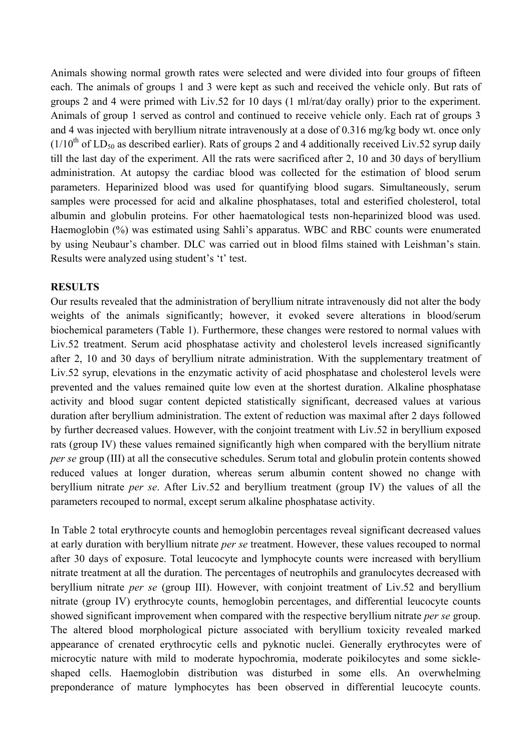Animals showing normal growth rates were selected and were divided into four groups of fifteen each. The animals of groups 1 and 3 were kept as such and received the vehicle only. But rats of groups 2 and 4 were primed with Liv.52 for 10 days (1 ml/rat/day orally) prior to the experiment. Animals of group 1 served as control and continued to receive vehicle only. Each rat of groups 3 and 4 was injected with beryllium nitrate intravenously at a dose of 0.316 mg/kg body wt. once only ($1/10^{th}$ of $LD_{50}$ as described earlier). Rats of groups 2 and 4 additionally received Liv.52 syrup daily till the last day of the experiment. All the rats were sacrificed after 2, 10 and 30 days of beryllium administration. At autopsy the cardiac blood was collected for the estimation of blood serum parameters. Heparinized blood was used for quantifying blood sugars. Simultaneously, serum samples were processed for acid and alkaline phosphatases, total and esterified cholesterol, total albumin and globulin proteins. For other haematological tests non-heparinized blood was used. Haemoglobin (%) was estimated using Sahli's apparatus. WBC and RBC counts were enumerated by using Neubaur's chamber. DLC was carried out in blood films stained with Leishman's stain. Results were analyzed using student's 't' test.

## RESULTS

Our results revealed that the administration of beryllium nitrate intravenously did not alter the body weights of the animals significantly; however, it evoked severe alterations in blood/serum biochemical parameters (Table 1). Furthermore, these changes were restored to normal values with Liv.52 treatment. Serum acid phosphatase activity and cholesterol levels increased significantly after 2, 10 and 30 days of beryllium nitrate administration. With the supplementary treatment of Liv.52 syrup, elevations in the enzymatic activity of acid phosphatase and cholesterol levels were prevented and the values remained quite low even at the shortest duration. Alkaline phosphatase activity and blood sugar content depicted statistically significant, decreased values at various duration after beryllium administration. The extent of reduction was maximal after 2 days followed by further decreased values. However, with the conjoint treatment with Liv.52 in beryllium exposed rats (group IV) these values remained significantly high when compared with the beryllium nitrate *per se* group (III) at all the consecutive schedules. Serum total and globulin protein contents showed reduced values at longer duration, whereas serum albumin content showed no change with beryllium nitrate *per se*. After Liv.52 and beryllium treatment (group IV) the values of all the parameters recouped to normal, except serum alkaline phosphatase activity.

In Table 2 total erythrocyte counts and hemoglobin percentages reveal significant decreased values at early duration with beryllium nitrate *per se* treatment. However, these values recouped to normal after 30 days of exposure. Total leucocyte and lymphocyte counts were increased with beryllium nitrate treatment at all the duration. The percentages of neutrophils and granulocytes decreased with beryllium nitrate *per se* (group III). However, with conjoint treatment of Liv.52 and beryllium nitrate (group IV) erythrocyte counts, hemoglobin percentages, and differential leucocyte counts showed significant improvement when compared with the respective beryllium nitrate *per se* group. The altered blood morphological picture associated with beryllium toxicity revealed marked appearance of crenated erythrocytic cells and pyknotic nuclei. Generally erythrocytes were of microcytic nature with mild to moderate hypochromia, moderate poikilocytes and some sickle-shaped cells. Haemoglobin distribution was disturbed in some ells. An overwhelming preponderance of mature lymphocytes has been observed in differential leucocyte counts.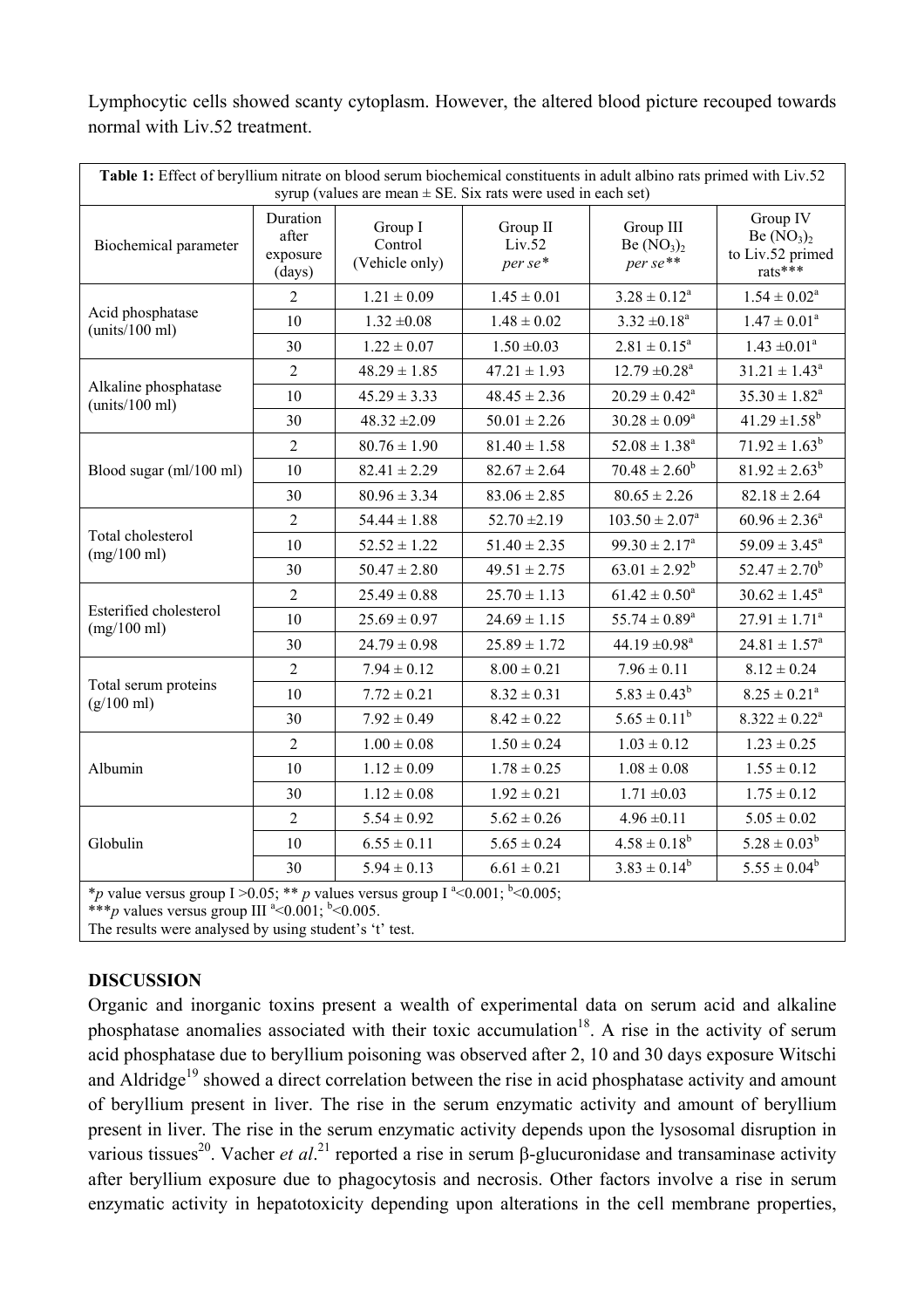Lymphocytic cells showed scanty cytoplasm. However, the altered blood picture recouped towards normal with Liv.52 treatment.

**Table 1:** Effect of beryllium nitrate on blood serum biochemical constituents in adult albino rats primed with Liv.52 syrup (values are mean ± SE. Six rats were used in each set)

| Biochemical parameter | Duration after exposure (days) | Group I Control (Vehicle only) | Group II Liv.52 *per se*\* | Group III $Be(NO_3)_2$ *per se*\*\* | Group IV $Be(NO_3)_2$ to Liv.52 primed rats\*\*\* |
|---|---|---|---|---|---|
| Acid phosphatase (units/100 ml) | 2 | 1.21 ± 0.09 | 1.45 ± 0.01 | 3.28 ± 0.12[a] | 1.54 ± 0.02[a] |
| | 10 | 1.32 ±0.08 | 1.48 ± 0.02 | 3.32 ±0.18[a] | 1.47 ± 0.01[a] |
| | 30 | 1.22 ± 0.07 | 1.50 ±0.03 | 2.81 ± 0.15[a] | 1.43 ±0.01[a] |
| Alkaline phosphatase (units/100 ml) | 2 | 48.29 ± 1.85 | 47.21 ± 1.93 | 12.79 ±0.28[a] | 31.21 ± 1.43[a] |
| | 10 | 45.29 ± 3.33 | 48.45 ± 2.36 | 20.29 ± 0.42[a] | 35.30 ± 1.82[a] |
| | 30 | 48.32 ±2.09 | 50.01 ± 2.26 | 30.28 ± 0.09[a] | 41.29 ±1.58[b] |
| Blood sugar (ml/100 ml) | 2 | 80.76 ± 1.90 | 81.40 ± 1.58 | 52.08 ± 1.38[a] | 71.92 ± 1.63[b] |
| | 10 | 82.41 ± 2.29 | 82.67 ± 2.64 | 70.48 ± 2.60[b] | 81.92 ± 2.63[b] |
| | 30 | 80.96 ± 3.34 | 83.06 ± 2.85 | 80.65 ± 2.26 | 82.18 ± 2.64 |
| Total cholesterol (mg/100 ml) | 2 | 54.44 ± 1.88 | 52.70 ±2.19 | 103.50 ± 2.07[a] | 60.96 ± 2.36[a] |
| | 10 | 52.52 ± 1.22 | 51.40 ± 2.35 | 99.30 ± 2.17[a] | 59.09 ± 3.45[a] |
| | 30 | 50.47 ± 2.80 | 49.51 ± 2.75 | 63.01 ± 2.92[b] | 52.47 ± 2.70[b] |
| Esterified cholesterol (mg/100 ml) | 2 | 25.49 ± 0.88 | 25.70 ± 1.13 | 61.42 ± 0.50[a] | 30.62 ± 1.45[a] |
| | 10 | 25.69 ± 0.97 | 24.69 ± 1.15 | 55.74 ± 0.89[a] | 27.91 ± 1.71[a] |
| | 30 | 24.79 ± 0.98 | 25.89 ± 1.72 | 44.19 ±0.98[a] | 24.81 ± 1.57[a] |
| Total serum proteins (g/100 ml) | 2 | 7.94 ± 0.12 | 8.00 ± 0.21 | 7.96 ± 0.11 | 8.12 ± 0.24 |
| | 10 | 7.72 ± 0.21 | 8.32 ± 0.31 | 5.83 ± 0.43[b] | 8.25 ± 0.21[a] |
| | 30 | 7.92 ± 0.49 | 8.42 ± 0.22 | 5.65 ± 0.11[b] | 8.322 ± 0.22[a] |
| Albumin | 2 | 1.00 ± 0.08 | 1.50 ± 0.24 | 1.03 ± 0.12 | 1.23 ± 0.25 |
| | 10 | 1.12 ± 0.09 | 1.78 ± 0.25 | 1.08 ± 0.08 | 1.55 ± 0.12 |
| | 30 | 1.12 ± 0.08 | 1.92 ± 0.21 | 1.71 ±0.03 | 1.75 ± 0.12 |
| Globulin | 2 | 5.54 ± 0.92 | 5.62 ± 0.26 | 4.96 ±0.11 | 5.05 ± 0.02 |
| | 10 | 6.55 ± 0.11 | 5.65 ± 0.24 | 4.58 ± 0.18[b] | 5.28 ± 0.03[b] |
| | 30 | 5.94 ± 0.13 | 6.61 ± 0.21 | 3.83 ± 0.14[b] | 5.55 ± 0.04[b] |

\**p* value versus group I >0.05; \*\* *p* values versus group I [a]<0.001; [b]<0.005;
\*\*\**p* values versus group III [a]<0.001; [b]<0.005.
The results were analysed by using student's 't' test.

## DISCUSSION

Organic and inorganic toxins present a wealth of experimental data on serum acid and alkaline phosphatase anomalies associated with their toxic accumulation[18]. A rise in the activity of serum acid phosphatase due to beryllium poisoning was observed after 2, 10 and 30 days exposure Witschi and Aldridge[19] showed a direct correlation between the rise in acid phosphatase activity and amount of beryllium present in liver. The rise in the serum enzymatic activity and amount of beryllium present in liver. The rise in the serum enzymatic activity depends upon the lysosomal disruption in various tissues[20]. Vacher *et al*.[21] reported a rise in serum β-glucuronidase and transaminase activity after beryllium exposure due to phagocytosis and necrosis. Other factors involve a rise in serum enzymatic activity in hepatotoxicity depending upon alterations in the cell membrane properties,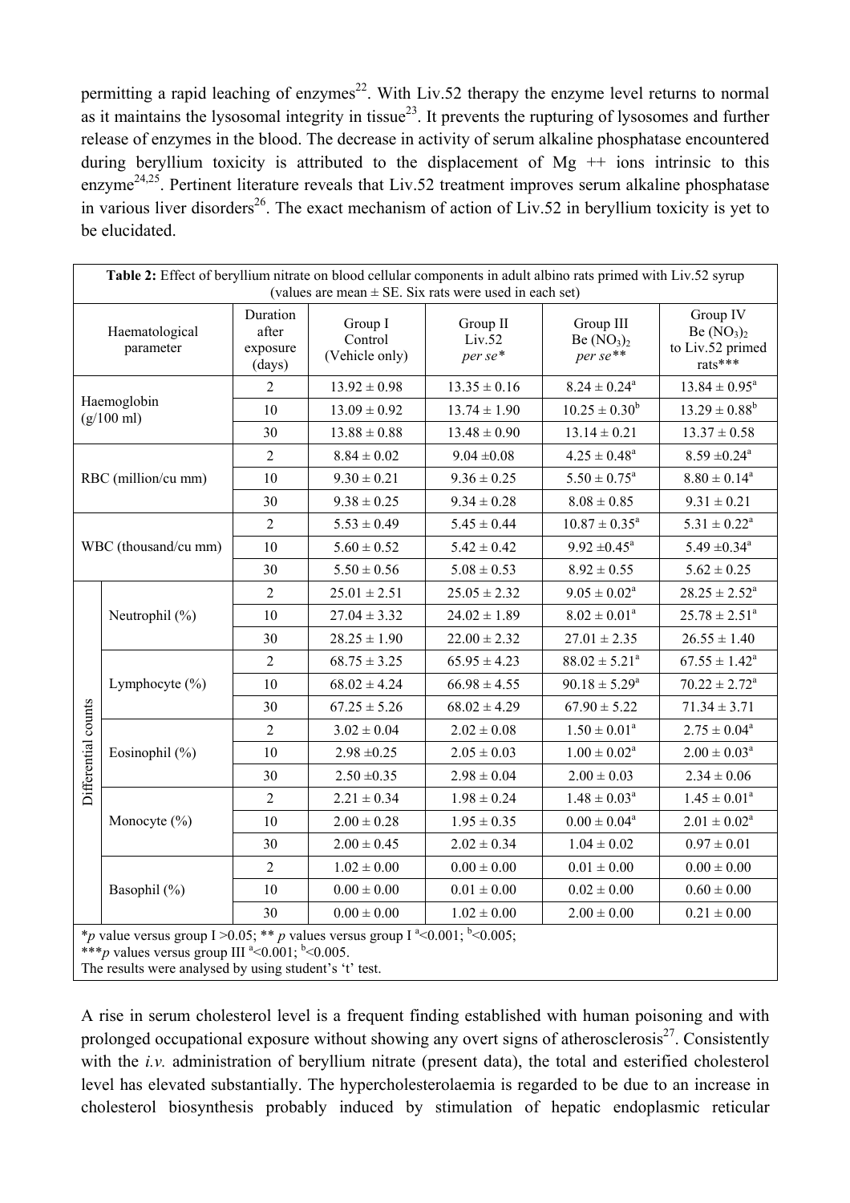permitting a rapid leaching of enzymes[22]. With Liv.52 therapy the enzyme level returns to normal as it maintains the lysosomal integrity in tissue[23]. It prevents the rupturing of lysosomes and further release of enzymes in the blood. The decrease in activity of serum alkaline phosphatase encountered during beryllium toxicity is attributed to the displacement of Mg ++ ions intrinsic to this enzyme[24,25]. Pertinent literature reveals that Liv.52 treatment improves serum alkaline phosphatase in various liver disorders[26]. The exact mechanism of action of Liv.52 in beryllium toxicity is yet to be elucidated.

**Table 2:** Effect of beryllium nitrate on blood cellular components in adult albino rats primed with Liv.52 syrup (values are mean ± SE. Six rats were used in each set)

| Haematological parameter | | Duration after exposure (days) | Group I Control (Vehicle only) | Group II Liv.52 *per se** | Group III Be $(NO_3)_2$ *per se*** | Group IV Be $(NO_3)_2$ to Liv.52 primed rats*** |
|---|---|---|---|---|---|---|
| Haemoglobin (g/100 ml) | | 2 | 13.92 ± 0.98 | 13.35 ± 0.16 | 8.24 ± 0.24[a] | 13.84 ± 0.95[a] |
| | | 10 | 13.09 ± 0.92 | 13.74 ± 1.90 | 10.25 ± 0.30[b] | 13.29 ± 0.88[b] |
| | | 30 | 13.88 ± 0.88 | 13.48 ± 0.90 | 13.14 ± 0.21 | 13.37 ± 0.58 |
| RBC (million/cu mm) | | 2 | 8.84 ± 0.02 | 9.04 ±0.08 | 4.25 ± 0.48[a] | 8.59 ±0.24[a] |
| | | 10 | 9.30 ± 0.21 | 9.36 ± 0.25 | 5.50 ± 0.75[a] | 8.80 ± 0.14[a] |
| | | 30 | 9.38 ± 0.25 | 9.34 ± 0.28 | 8.08 ± 0.85 | 9.31 ± 0.21 |
| WBC (thousand/cu mm) | | 2 | 5.53 ± 0.49 | 5.45 ± 0.44 | 10.87 ± 0.35[a] | 5.31 ± 0.22[a] |
| | | 10 | 5.60 ± 0.52 | 5.42 ± 0.42 | 9.92 ±0.45[a] | 5.49 ±0.34[a] |
| | | 30 | 5.50 ± 0.56 | 5.08 ± 0.53 | 8.92 ± 0.55 | 5.62 ± 0.25 |
| Differential counts | Neutrophil (%) | 2 | 25.01 ± 2.51 | 25.05 ± 2.32 | 9.05 ± 0.02[a] | 28.25 ± 2.52[a] |
| | | 10 | 27.04 ± 3.32 | 24.02 ± 1.89 | 8.02 ± 0.01[a] | 25.78 ± 2.51[a] |
| | | 30 | 28.25 ± 1.90 | 22.00 ± 2.32 | 27.01 ± 2.35 | 26.55 ± 1.40 |
| | Lymphocyte (%) | 2 | 68.75 ± 3.25 | 65.95 ± 4.23 | 88.02 ± 5.21[a] | 67.55 ± 1.42[a] |
| | | 10 | 68.02 ± 4.24 | 66.98 ± 4.55 | 90.18 ± 5.29[a] | 70.22 ± 2.72[a] |
| | | 30 | 67.25 ± 5.26 | 68.02 ± 4.29 | 67.90 ± 5.22 | 71.34 ± 3.71 |
| | Eosinophil (%) | 2 | 3.02 ± 0.04 | 2.02 ± 0.08 | 1.50 ± 0.01[a] | 2.75 ± 0.04[a] |
| | | 10 | 2.98 ±0.25 | 2.05 ± 0.03 | 1.00 ± 0.02[a] | 2.00 ± 0.03[a] |
| | | 30 | 2.50 ±0.35 | 2.98 ± 0.04 | 2.00 ± 0.03 | 2.34 ± 0.06 |
| | Monocyte (%) | 2 | 2.21 ± 0.34 | 1.98 ± 0.24 | 1.48 ± 0.03[a] | 1.45 ± 0.01[a] |
| | | 10 | 2.00 ± 0.28 | 1.95 ± 0.35 | 0.00 ± 0.04[a] | 2.01 ± 0.02[a] |
| | | 30 | 2.00 ± 0.45 | 2.02 ± 0.34 | 1.04 ± 0.02 | 0.97 ± 0.01 |
| | Basophil (%) | 2 | 1.02 ± 0.00 | 0.00 ± 0.00 | 0.01 ± 0.00 | 0.00 ± 0.00 |
| | | 10 | 0.00 ± 0.00 | 0.01 ± 0.00 | 0.02 ± 0.00 | 0.60 ± 0.00 |
| | | 30 | 0.00 ± 0.00 | 1.02 ± 0.00 | 2.00 ± 0.00 | 0.21 ± 0.00 |

*$p$ value versus group I >0.05; ** $p$ values versus group I [a]<0.001; [b]<0.005;
***$p$ values versus group III [a]<0.001; [b]<0.005.
The results were analysed by using student's 't' test.

A rise in serum cholesterol level is a frequent finding established with human poisoning and with prolonged occupational exposure without showing any overt signs of atherosclerosis[27]. Consistently with the *i.v.* administration of beryllium nitrate (present data), the total and esterified cholesterol level has elevated substantially. The hypercholesterolaemia is regarded to be due to an increase in cholesterol biosynthesis probably induced by stimulation of hepatic endoplasmic reticular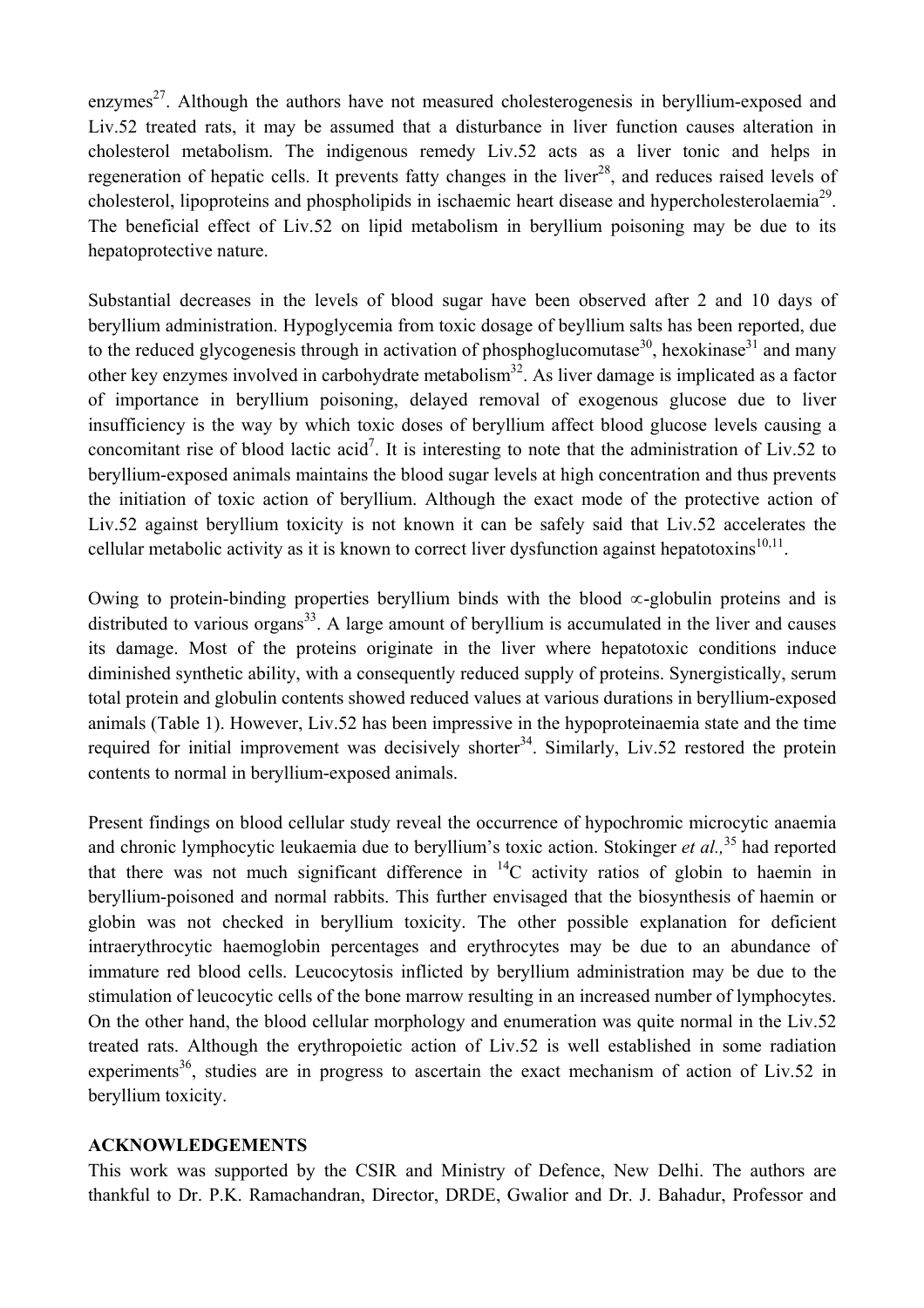enzymes[27]. Although the authors have not measured cholesterogenesis in beryllium-exposed and Liv.52 treated rats, it may be assumed that a disturbance in liver function causes alteration in cholesterol metabolism. The indigenous remedy Liv.52 acts as a liver tonic and helps in regeneration of hepatic cells. It prevents fatty changes in the liver[28], and reduces raised levels of cholesterol, lipoproteins and phospholipids in ischaemic heart disease and hypercholesterolaemia[29]. The beneficial effect of Liv.52 on lipid metabolism in beryllium poisoning may be due to its hepatoprotective nature.

Substantial decreases in the levels of blood sugar have been observed after 2 and 10 days of beryllium administration. Hypoglycemia from toxic dosage of beyllium salts has been reported, due to the reduced glycogenesis through in activation of phosphoglucomutase[30], hexokinase[31] and many other key enzymes involved in carbohydrate metabolism[32]. As liver damage is implicated as a factor of importance in beryllium poisoning, delayed removal of exogenous glucose due to liver insufficiency is the way by which toxic doses of beryllium affect blood glucose levels causing a concomitant rise of blood lactic acid[7]. It is interesting to note that the administration of Liv.52 to beryllium-exposed animals maintains the blood sugar levels at high concentration and thus prevents the initiation of toxic action of beryllium. Although the exact mode of the protective action of Liv.52 against beryllium toxicity is not known it can be safely said that Liv.52 accelerates the cellular metabolic activity as it is known to correct liver dysfunction against hepatotoxins[10,11].

Owing to protein-binding properties beryllium binds with the blood $\propto$-globulin proteins and is distributed to various organs[33]. A large amount of beryllium is accumulated in the liver and causes its damage. Most of the proteins originate in the liver where hepatotoxic conditions induce diminished synthetic ability, with a consequently reduced supply of proteins. Synergistically, serum total protein and globulin contents showed reduced values at various durations in beryllium-exposed animals (Table 1). However, Liv.52 has been impressive in the hypoproteinaemia state and the time required for initial improvement was decisively shorter[34]. Similarly, Liv.52 restored the protein contents to normal in beryllium-exposed animals.

Present findings on blood cellular study reveal the occurrence of hypochromic microcytic anaemia and chronic lymphocytic leukaemia due to beryllium's toxic action. Stokinger *et al.,*[35] had reported that there was not much significant difference in $^{14}C$ activity ratios of globin to haemin in beryllium-poisoned and normal rabbits. This further envisaged that the biosynthesis of haemin or globin was not checked in beryllium toxicity. The other possible explanation for deficient intraerythrocytic haemoglobin percentages and erythrocytes may be due to an abundance of immature red blood cells. Leucocytosis inflicted by beryllium administration may be due to the stimulation of leucocytic cells of the bone marrow resulting in an increased number of lymphocytes. On the other hand, the blood cellular morphology and enumeration was quite normal in the Liv.52 treated rats. Although the erythropoietic action of Liv.52 is well established in some radiation experiments[36], studies are in progress to ascertain the exact mechanism of action of Liv.52 in beryllium toxicity.

**ACKNOWLEDGEMENTS**

This work was supported by the CSIR and Ministry of Defence, New Delhi. The authors are thankful to Dr. P.K. Ramachandran, Director, DRDE, Gwalior and Dr. J. Bahadur, Professor and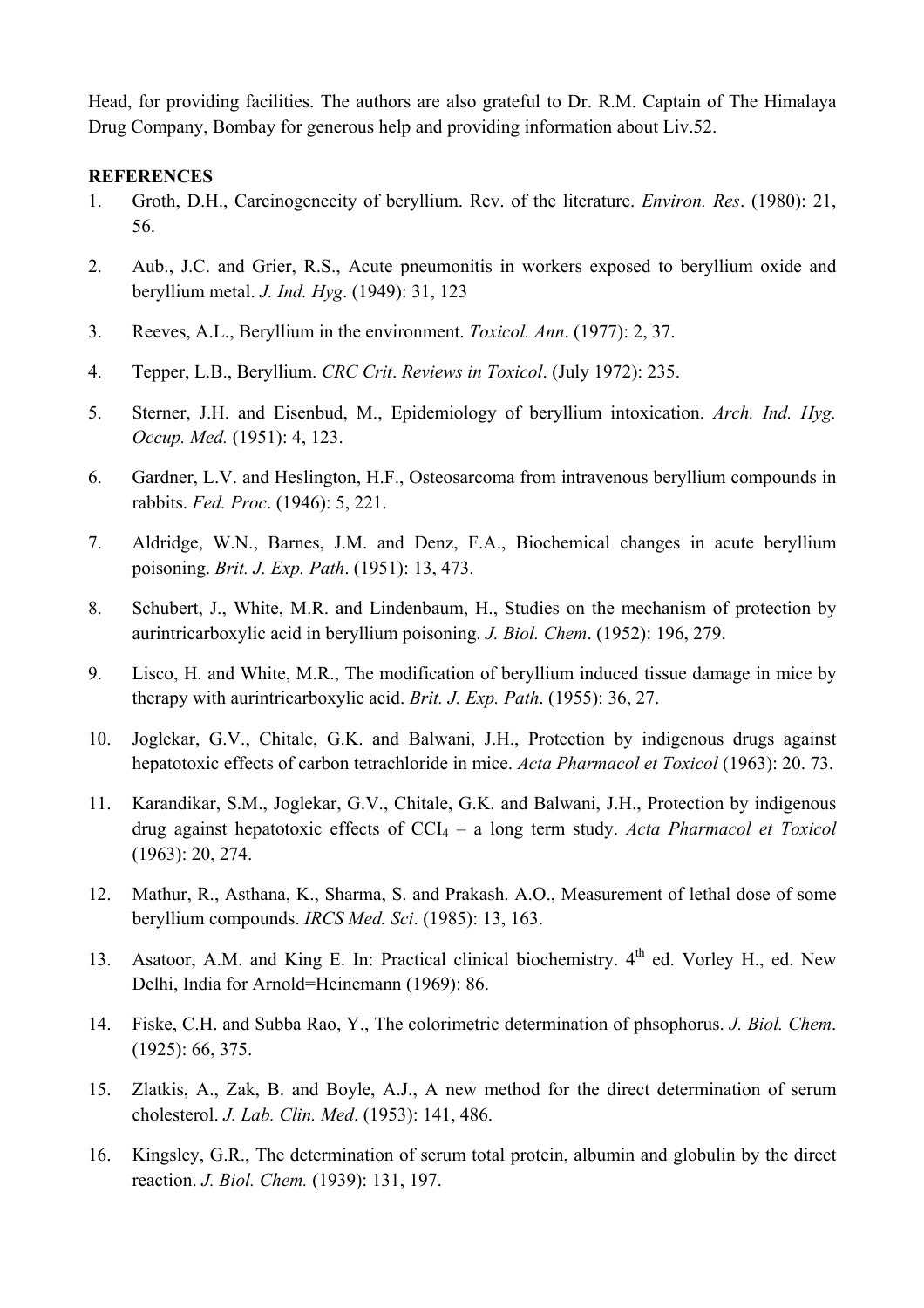Head, for providing facilities. The authors are also grateful to Dr. R.M. Captain of The Himalaya Drug Company, Bombay for generous help and providing information about Liv.52.

## REFERENCES

1. Groth, D.H., Carcinogenecity of beryllium. Rev. of the literature. *Environ. Res*. (1980): 21, 56.
2. Aub., J.C. and Grier, R.S., Acute pneumonitis in workers exposed to beryllium oxide and beryllium metal. *J. Ind. Hyg*. (1949): 31, 123
3. Reeves, A.L., Beryllium in the environment. *Toxicol. Ann*. (1977): 2, 37.
4. Tepper, L.B., Beryllium. *CRC Crit*. *Reviews in Toxicol*. (July 1972): 235.
5. Sterner, J.H. and Eisenbud, M., Epidemiology of beryllium intoxication. *Arch. Ind. Hyg. Occup. Med.* (1951): 4, 123.
6. Gardner, L.V. and Heslington, H.F., Osteosarcoma from intravenous beryllium compounds in rabbits. *Fed. Proc*. (1946): 5, 221.
7. Aldridge, W.N., Barnes, J.M. and Denz, F.A., Biochemical changes in acute beryllium poisoning. *Brit. J. Exp. Path*. (1951): 13, 473.
8. Schubert, J., White, M.R. and Lindenbaum, H., Studies on the mechanism of protection by aurintricarboxylic acid in beryllium poisoning. *J. Biol. Chem*. (1952): 196, 279.
9. Lisco, H. and White, M.R., The modification of beryllium induced tissue damage in mice by therapy with aurintricarboxylic acid. *Brit. J. Exp. Path*. (1955): 36, 27.
10. Joglekar, G.V., Chitale, G.K. and Balwani, J.H., Protection by indigenous drugs against hepatotoxic effects of carbon tetrachloride in mice. *Acta Pharmacol et Toxicol* (1963): 20. 73.
11. Karandikar, S.M., Joglekar, G.V., Chitale, G.K. and Balwani, J.H., Protection by indigenous drug against hepatotoxic effects of $CCI_4$ – a long term study. *Acta Pharmacol et Toxicol* (1963): 20, 274.
12. Mathur, R., Asthana, K., Sharma, S. and Prakash. A.O., Measurement of lethal dose of some beryllium compounds. *IRCS Med. Sci*. (1985): 13, 163.
13. Asatoor, A.M. and King E. In: Practical clinical biochemistry. 4$^{th}$ ed. Vorley H., ed. New Delhi, India for Arnold=Heinemann (1969): 86.
14. Fiske, C.H. and Subba Rao, Y., The colorimetric determination of phsophorus. *J. Biol. Chem*. (1925): 66, 375.
15. Zlatkis, A., Zak, B. and Boyle, A.J., A new method for the direct determination of serum cholesterol. *J. Lab. Clin. Med*. (1953): 141, 486.
16. Kingsley, G.R., The determination of serum total protein, albumin and globulin by the direct reaction. *J. Biol. Chem.* (1939): 131, 197.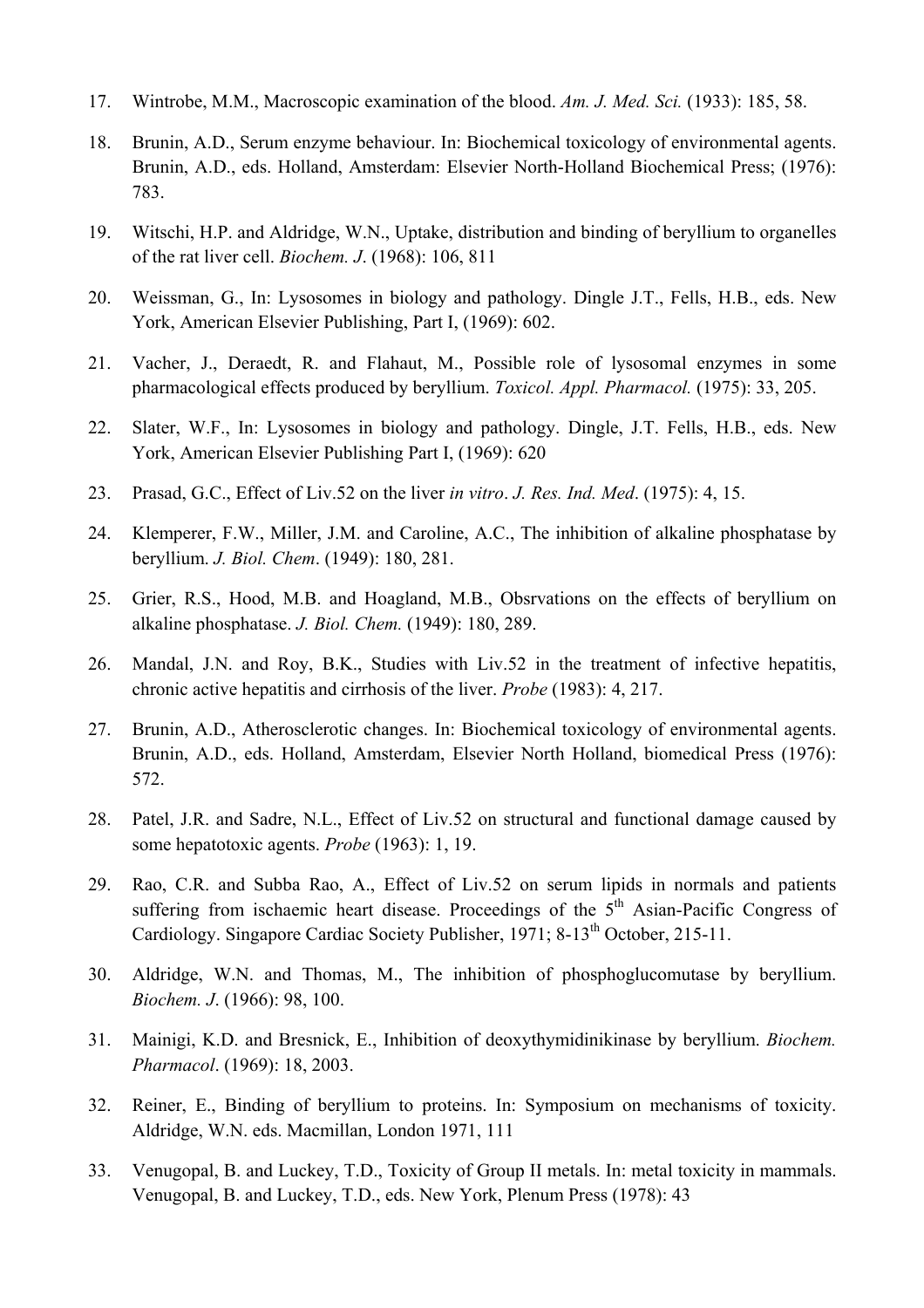17. Wintrobe, M.M., Macroscopic examination of the blood. *Am. J. Med. Sci.* (1933): 185, 58.

18. Brunin, A.D., Serum enzyme behaviour. In: Biochemical toxicology of environmental agents. Brunin, A.D., eds. Holland, Amsterdam: Elsevier North-Holland Biochemical Press; (1976): 783.

19. Witschi, H.P. and Aldridge, W.N., Uptake, distribution and binding of beryllium to organelles of the rat liver cell. *Biochem. J*. (1968): 106, 811

20. Weissman, G., In: Lysosomes in biology and pathology. Dingle J.T., Fells, H.B., eds. New York, American Elsevier Publishing, Part I, (1969): 602.

21. Vacher, J., Deraedt, R. and Flahaut, M., Possible role of lysosomal enzymes in some pharmacological effects produced by beryllium. *Toxicol. Appl. Pharmacol.* (1975): 33, 205.

22. Slater, W.F., In: Lysosomes in biology and pathology. Dingle, J.T. Fells, H.B., eds. New York, American Elsevier Publishing Part I, (1969): 620

23. Prasad, G.C., Effect of Liv.52 on the liver *in vitro*. *J. Res. Ind. Med*. (1975): 4, 15.

24. Klemperer, F.W., Miller, J.M. and Caroline, A.C., The inhibition of alkaline phosphatase by beryllium. *J. Biol. Chem*. (1949): 180, 281.

25. Grier, R.S., Hood, M.B. and Hoagland, M.B., Obsrvations on the effects of beryllium on alkaline phosphatase. *J. Biol. Chem.* (1949): 180, 289.

26. Mandal, J.N. and Roy, B.K., Studies with Liv.52 in the treatment of infective hepatitis, chronic active hepatitis and cirrhosis of the liver. *Probe* (1983): 4, 217.

27. Brunin, A.D., Atherosclerotic changes. In: Biochemical toxicology of environmental agents. Brunin, A.D., eds. Holland, Amsterdam, Elsevier North Holland, biomedical Press (1976): 572.

28. Patel, J.R. and Sadre, N.L., Effect of Liv.52 on structural and functional damage caused by some hepatotoxic agents. *Probe* (1963): 1, 19.

29. Rao, C.R. and Subba Rao, A., Effect of Liv.52 on serum lipids in normals and patients suffering from ischaemic heart disease. Proceedings of the 5th Asian-Pacific Congress of Cardiology. Singapore Cardiac Society Publisher, 1971; 8-13th October, 215-11.

30. Aldridge, W.N. and Thomas, M., The inhibition of phosphoglucomutase by beryllium. *Biochem. J*. (1966): 98, 100.

31. Mainigi, K.D. and Bresnick, E., Inhibition of deoxythymidinikinase by beryllium. *Biochem. Pharmacol*. (1969): 18, 2003.

32. Reiner, E., Binding of beryllium to proteins. In: Symposium on mechanisms of toxicity. Aldridge, W.N. eds. Macmillan, London 1971, 111

33. Venugopal, B. and Luckey, T.D., Toxicity of Group II metals. In: metal toxicity in mammals. Venugopal, B. and Luckey, T.D., eds. New York, Plenum Press (1978): 43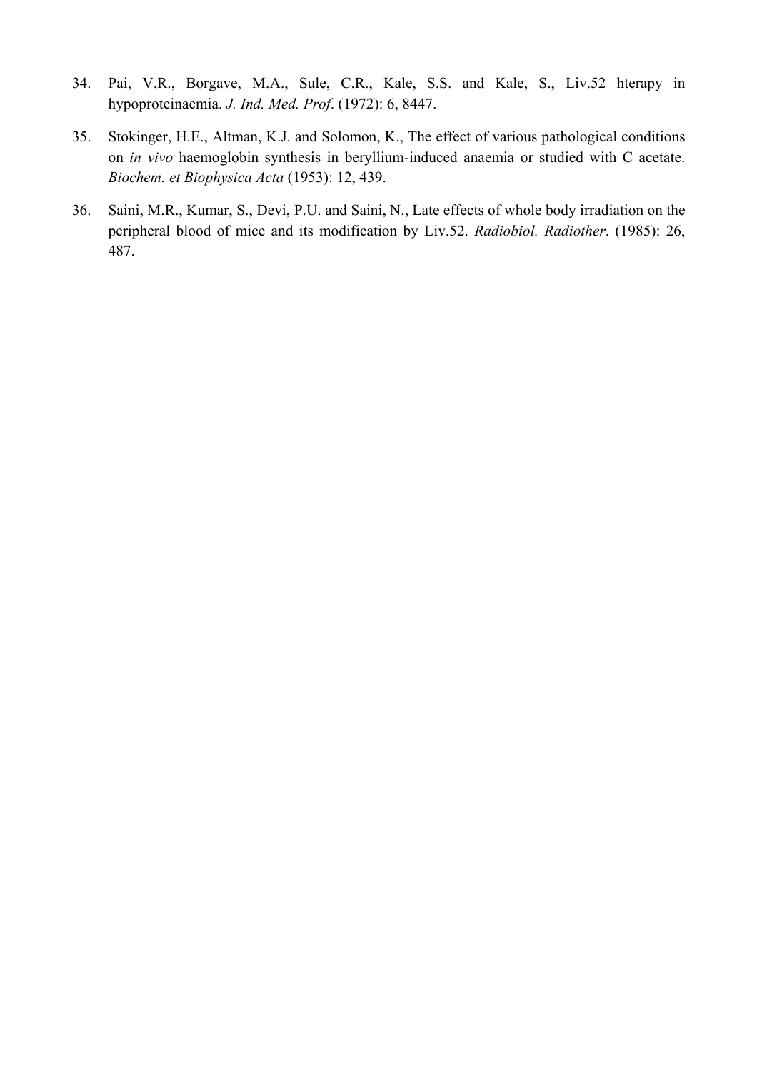34. Pai, V.R., Borgave, M.A., Sule, C.R., Kale, S.S. and Kale, S., Liv.52 hterapy in hypoproteinaemia. *J. Ind. Med. Prof*. (1972): 6, 8447.

35. Stokinger, H.E., Altman, K.J. and Solomon, K., The effect of various pathological conditions on *in vivo* haemoglobin synthesis in beryllium-induced anaemia or studied with C acetate. *Biochem. et Biophysica Acta* (1953): 12, 439.

36. Saini, M.R., Kumar, S., Devi, P.U. and Saini, N., Late effects of whole body irradiation on the peripheral blood of mice and its modification by Liv.52. *Radiobiol. Radiother*. (1985): 26, 487.